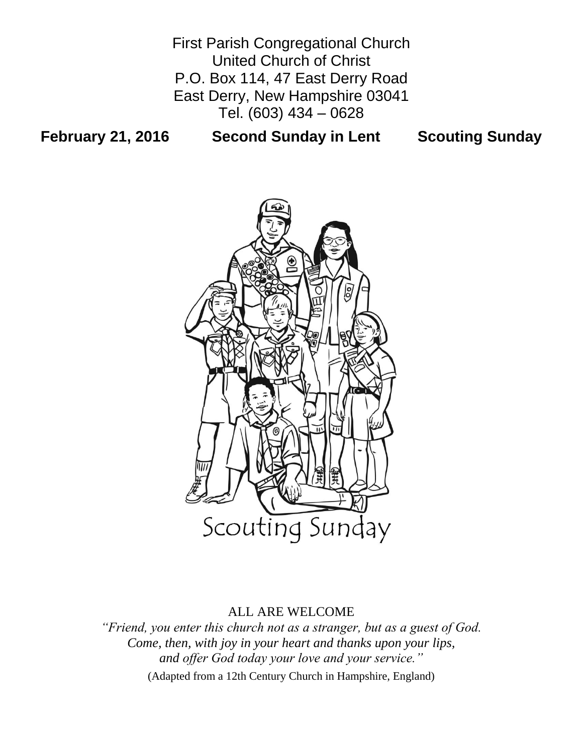First Parish Congregational Church
United Church of Christ
P.O. Box 114, 47 East Derry Road
East Derry, New Hampshire 03041
Tel. (603) 434 – 0628

**February 21, 2016 Second Sunday in Lent Scouting Sunday**

Scouting Sunday

ALL ARE WELCOME

*"Friend, you enter this church not as a stranger, but as a guest of God.*
*Come, then, with joy in your heart and thanks upon your lips,*
*and offer God today your love and your service."*

(Adapted from a 12th Century Church in Hampshire, England)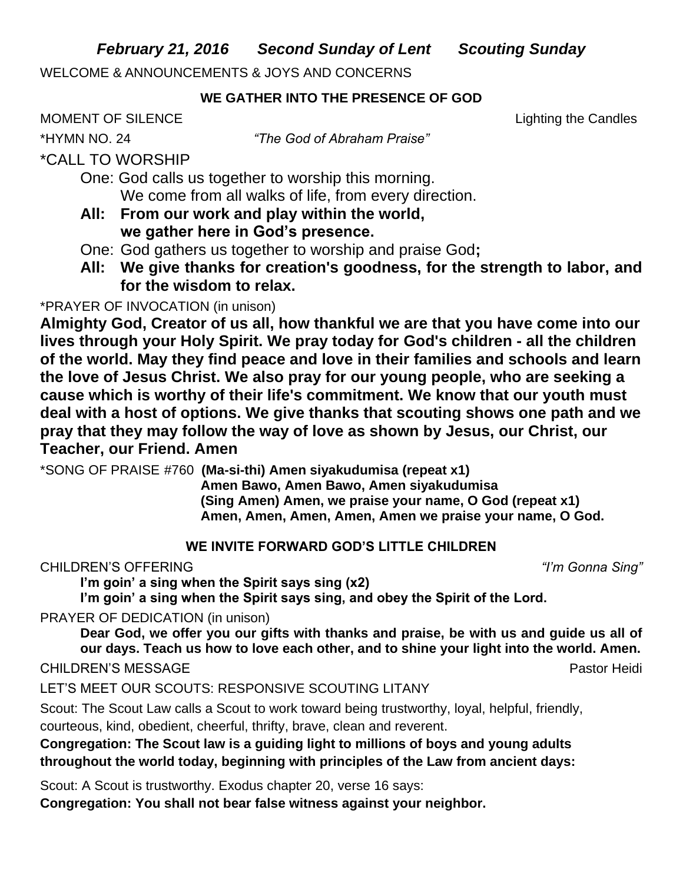***February 21, 2016 Second Sunday of Lent Scouting Sunday***

WELCOME & ANNOUNCEMENTS & JOYS AND CONCERNS

**WE GATHER INTO THE PRESENCE OF GOD**

MOMENT OF SILENCE Lighting the Candles

*HYMN NO. 24 *"The God of Abraham Praise"*

*CALL TO WORSHIP

One: God calls us together to worship this morning.
We come from all walks of life, from every direction.

**All: From our work and play within the world,
we gather here in God's presence.**

One: God gathers us together to worship and praise God**;**

**All: We give thanks for creation's goodness, for the strength to labor, and for the wisdom to relax.**

*PRAYER OF INVOCATION (in unison)

**Almighty God, Creator of us all, how thankful we are that you have come into our lives through your Holy Spirit. We pray today for God's children - all the children of the world. May they find peace and love in their families and schools and learn the love of Jesus Christ. We also pray for our young people, who are seeking a cause which is worthy of their life's commitment. We know that our youth must deal with a host of options. We give thanks that scouting shows one path and we pray that they may follow the way of love as shown by Jesus, our Christ, our Teacher, our Friend. Amen**

*SONG OF PRAISE #760 **(Ma-si-thi) Amen siyakudumisa (repeat x1)
Amen Bawo, Amen Bawo, Amen siyakudumisa
(Sing Amen) Amen, we praise your name, O God (repeat x1)
Amen, Amen, Amen, Amen, Amen we praise your name, O God.**

**WE INVITE FORWARD GOD'S LITTLE CHILDREN**

CHILDREN'S OFFERING *"I'm Gonna Sing"*

**I'm goin' a sing when the Spirit says sing (x2)
I'm goin' a sing when the Spirit says sing, and obey the Spirit of the Lord.**

PRAYER OF DEDICATION (in unison)

**Dear God, we offer you our gifts with thanks and praise, be with us and guide us all of our days. Teach us how to love each other, and to shine your light into the world. Amen.**

CHILDREN'S MESSAGE Pastor Heidi

LET'S MEET OUR SCOUTS: RESPONSIVE SCOUTING LITANY

Scout: The Scout Law calls a Scout to work toward being trustworthy, loyal, helpful, friendly, courteous, kind, obedient, cheerful, thrifty, brave, clean and reverent.

**Congregation: The Scout law is a guiding light to millions of boys and young adults throughout the world today, beginning with principles of the Law from ancient days:**

Scout: A Scout is trustworthy. Exodus chapter 20, verse 16 says:

**Congregation: You shall not bear false witness against your neighbor.**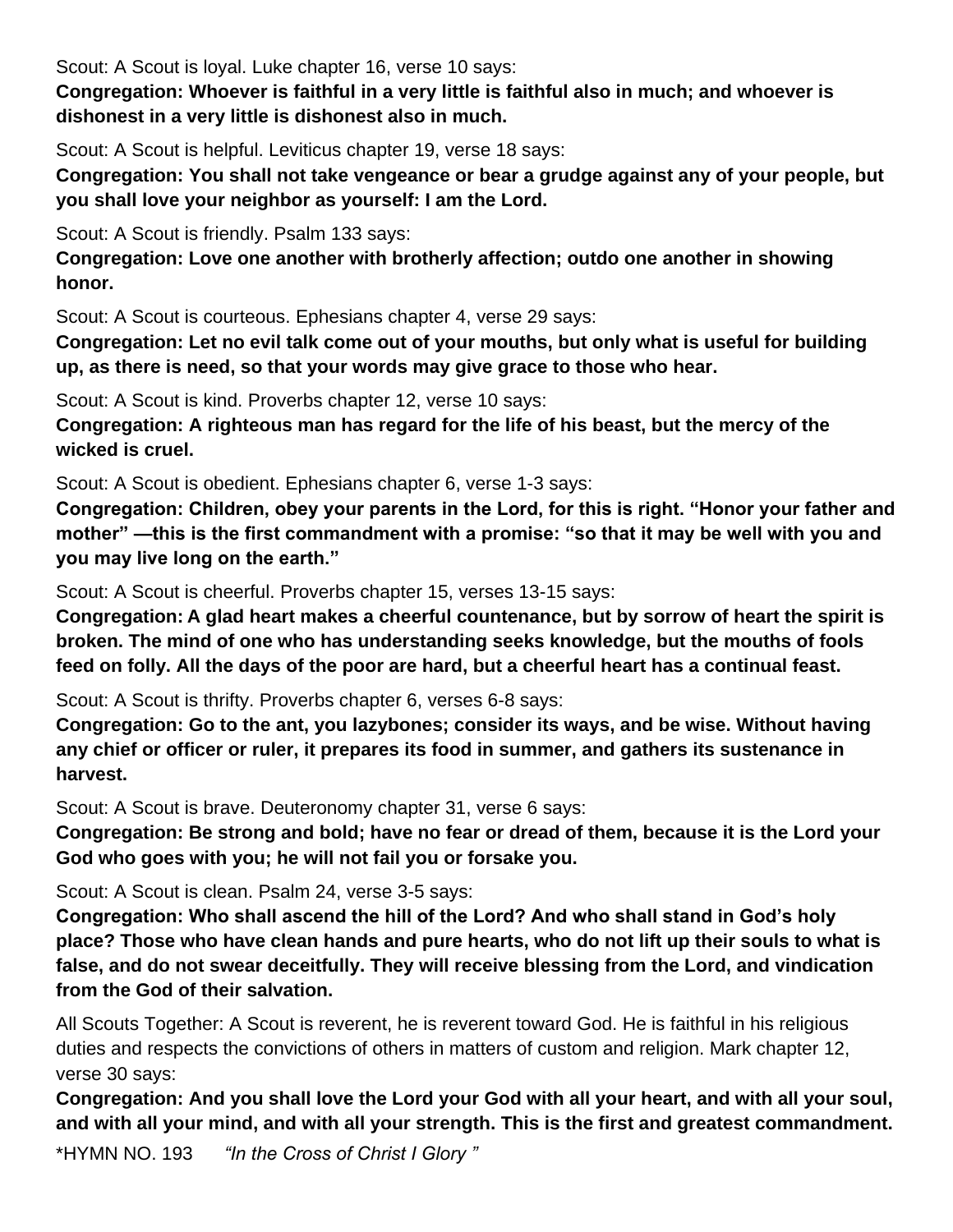Scout: A Scout is loyal. Luke chapter 16, verse 10 says:

**Congregation: Whoever is faithful in a very little is faithful also in much; and whoever is dishonest in a very little is dishonest also in much.**

Scout: A Scout is helpful. Leviticus chapter 19, verse 18 says:

**Congregation: You shall not take vengeance or bear a grudge against any of your people, but you shall love your neighbor as yourself: I am the Lord.**

Scout: A Scout is friendly. Psalm 133 says:

**Congregation: Love one another with brotherly affection; outdo one another in showing honor.**

Scout: A Scout is courteous. Ephesians chapter 4, verse 29 says:

**Congregation: Let no evil talk come out of your mouths, but only what is useful for building up, as there is need, so that your words may give grace to those who hear.**

Scout: A Scout is kind. Proverbs chapter 12, verse 10 says:

**Congregation: A righteous man has regard for the life of his beast, but the mercy of the wicked is cruel.**

Scout: A Scout is obedient. Ephesians chapter 6, verse 1-3 says:

**Congregation: Children, obey your parents in the Lord, for this is right. "Honor your father and mother" —this is the first commandment with a promise: "so that it may be well with you and you may live long on the earth."**

Scout: A Scout is cheerful. Proverbs chapter 15, verses 13-15 says:

**Congregation: A glad heart makes a cheerful countenance, but by sorrow of heart the spirit is broken. The mind of one who has understanding seeks knowledge, but the mouths of fools feed on folly. All the days of the poor are hard, but a cheerful heart has a continual feast.**

Scout: A Scout is thrifty. Proverbs chapter 6, verses 6-8 says:

**Congregation: Go to the ant, you lazybones; consider its ways, and be wise. Without having any chief or officer or ruler, it prepares its food in summer, and gathers its sustenance in harvest.**

Scout: A Scout is brave. Deuteronomy chapter 31, verse 6 says:

**Congregation: Be strong and bold; have no fear or dread of them, because it is the Lord your God who goes with you; he will not fail you or forsake you.**

Scout: A Scout is clean. Psalm 24, verse 3-5 says:

**Congregation: Who shall ascend the hill of the Lord? And who shall stand in God's holy place? Those who have clean hands and pure hearts, who do not lift up their souls to what is false, and do not swear deceitfully. They will receive blessing from the Lord, and vindication from the God of their salvation.**

All Scouts Together: A Scout is reverent, he is reverent toward God. He is faithful in his religious duties and respects the convictions of others in matters of custom and religion. Mark chapter 12, verse 30 says:

**Congregation: And you shall love the Lord your God with all your heart, and with all your soul, and with all your mind, and with all your strength. This is the first and greatest commandment.**

*HYMN NO. 193 *"In the Cross of Christ I Glory "*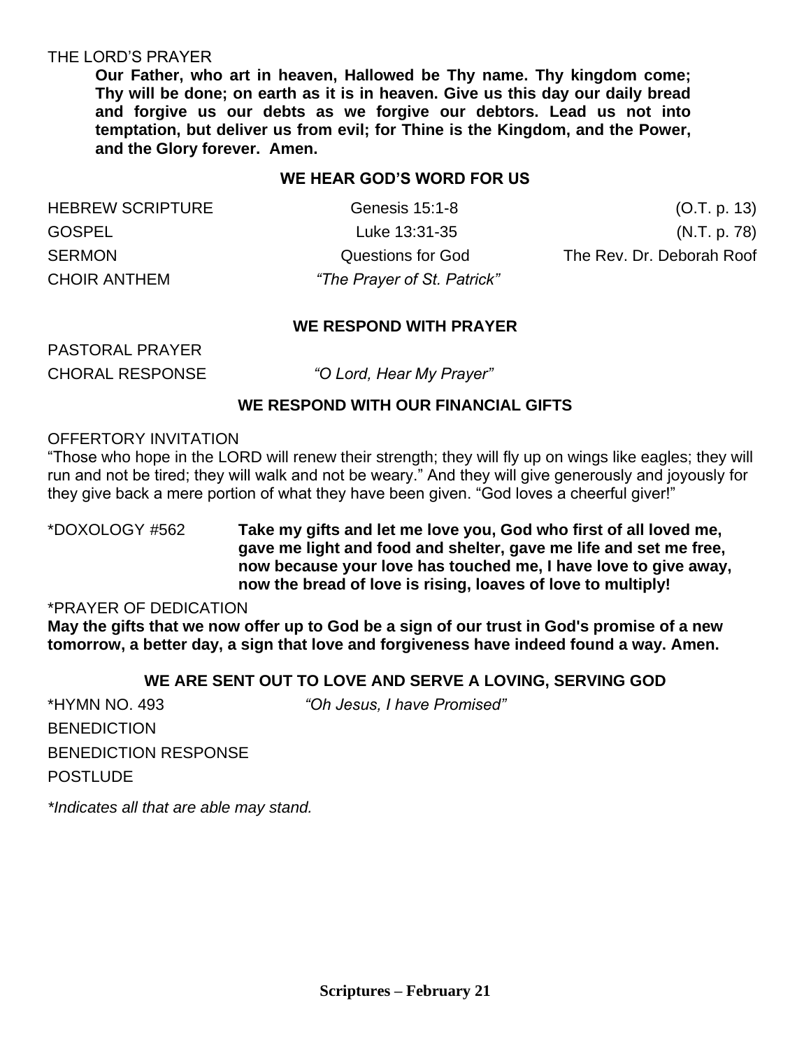THE LORD'S PRAYER

**Our Father, who art in heaven, Hallowed be Thy name. Thy kingdom come; Thy will be done; on earth as it is in heaven. Give us this day our daily bread and forgive us our debts as we forgive our debtors. Lead us not into temptation, but deliver us from evil; for Thine is the Kingdom, and the Power, and the Glory forever. Amen.**

**WE HEAR GOD'S WORD FOR US**

HEBREW SCRIPTURE Genesis 15:1-8 (O.T. p. 13)

GOSPEL Luke 13:31-35 (N.T. p. 78)

SERMON Questions for God The Rev. Dr. Deborah Roof

CHOIR ANTHEM *"The Prayer of St. Patrick"*

**WE RESPOND WITH PRAYER**

PASTORAL PRAYER

CHORAL RESPONSE *"O Lord, Hear My Prayer"*

**WE RESPOND WITH OUR FINANCIAL GIFTS**

OFFERTORY INVITATION

"Those who hope in the LORD will renew their strength; they will fly up on wings like eagles; they will run and not be tired; they will walk and not be weary." And they will give generously and joyously for they give back a mere portion of what they have been given. "God loves a cheerful giver!"

*DOXOLOGY #562 **Take my gifts and let me love you, God who first of all loved me, gave me light and food and shelter, gave me life and set me free, now because your love has touched me, I have love to give away, now the bread of love is rising, loaves of love to multiply!**

*PRAYER OF DEDICATION

**May the gifts that we now offer up to God be a sign of our trust in God's promise of a new tomorrow, a better day, a sign that love and forgiveness have indeed found a way. Amen.**

**WE ARE SENT OUT TO LOVE AND SERVE A LOVING, SERVING GOD**

*HYMN NO. 493 *"Oh Jesus, I have Promised"*

BENEDICTION

BENEDICTION RESPONSE

POSTLUDE

*\*Indicates all that are able may stand.*

**Scriptures – February 21**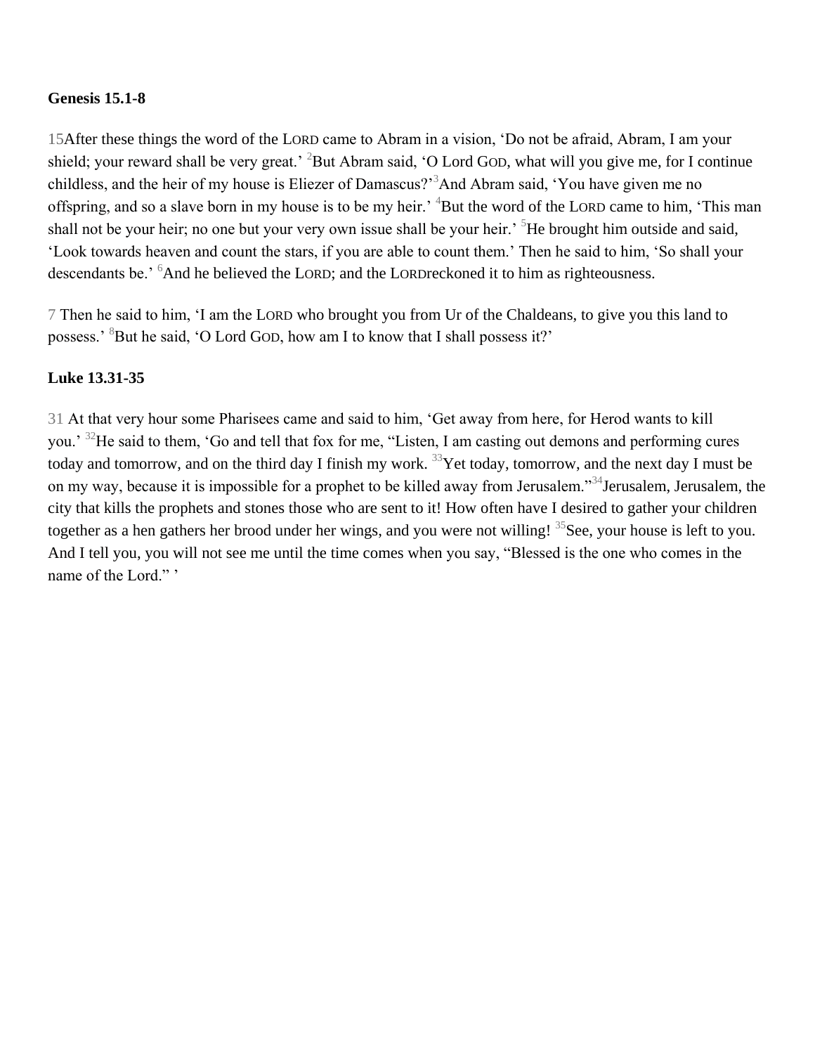**Genesis 15.1-8**

15After these things the word of the LORD came to Abram in a vision, 'Do not be afraid, Abram, I am your shield; your reward shall be very great.' [2]But Abram said, 'O Lord GOD, what will you give me, for I continue childless, and the heir of my house is Eliezer of Damascus?'[3]And Abram said, 'You have given me no offspring, and so a slave born in my house is to be my heir.' [4]But the word of the LORD came to him, 'This man shall not be your heir; no one but your very own issue shall be your heir.' [5]He brought him outside and said, 'Look towards heaven and count the stars, if you are able to count them.' Then he said to him, 'So shall your descendants be.' [6]And he believed the LORD; and the LORDreckoned it to him as righteousness.

7 Then he said to him, 'I am the LORD who brought you from Ur of the Chaldeans, to give you this land to possess.' [8]But he said, 'O Lord GOD, how am I to know that I shall possess it?'

**Luke 13.31-35**

31 At that very hour some Pharisees came and said to him, 'Get away from here, for Herod wants to kill you.' [32]He said to them, 'Go and tell that fox for me, "Listen, I am casting out demons and performing cures today and tomorrow, and on the third day I finish my work. [33]Yet today, tomorrow, and the next day I must be on my way, because it is impossible for a prophet to be killed away from Jerusalem."[34]Jerusalem, Jerusalem, the city that kills the prophets and stones those who are sent to it! How often have I desired to gather your children together as a hen gathers her brood under her wings, and you were not willing! [35]See, your house is left to you. And I tell you, you will not see me until the time comes when you say, "Blessed is the one who comes in the name of the Lord." '